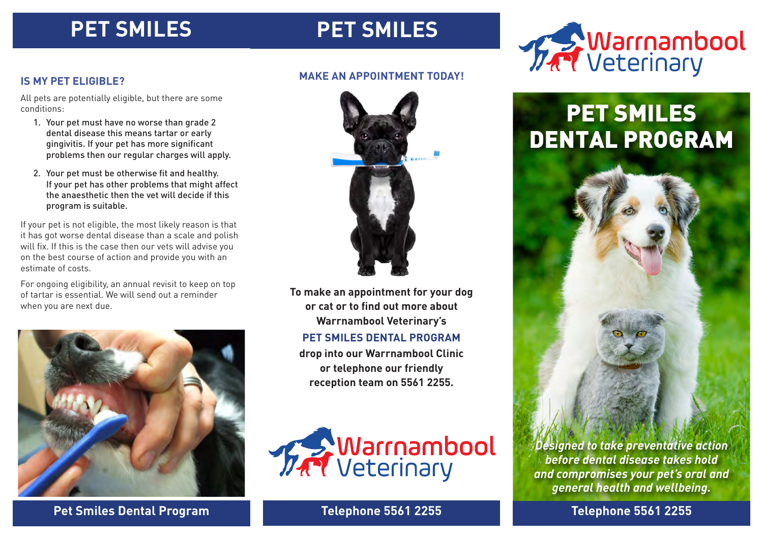# PET SMILES

## IS MY PET ELIGIBLE?

All pets are potentially eligible, but there are some conditions:

1. Your pet must have no worse than grade 2 dental disease this means tartar or early gingivitis. If your pet has more significant problems then our regular charges will apply.
2. Your pet must be otherwise fit and healthy. If your pet has other problems that might affect the anaesthetic then the vet will decide if this program is suitable.

If your pet is not eligible, the most likely reason is that it has got worse dental disease than a scale and polish will fix. If this is the case then our vets will advise you on the best course of action and provide you with an estimate of costs.

For ongoing eligibility, an annual revisit to keep on top of tartar is essential. We will send out a reminder when you are next due.

**Pet Smiles Dental Program**

# PET SMILES

## MAKE AN APPOINTMENT TODAY!

**To make an appointment for your dog or cat or to find out more about Warrnambool Veterinary's**

**PET SMILES DENTAL PROGRAM**

**drop into our Warrnambool Clinic or telephone our friendly reception team on 5561 2255.**

Warrnambool Veterinary

**Telephone 5561 2255**

Warrnambool Veterinary

# PET SMILES DENTAL PROGRAM

***Designed to take preventative action before dental disease takes hold and compromises your pet's oral and general health and wellbeing.***

**Telephone 5561 2255**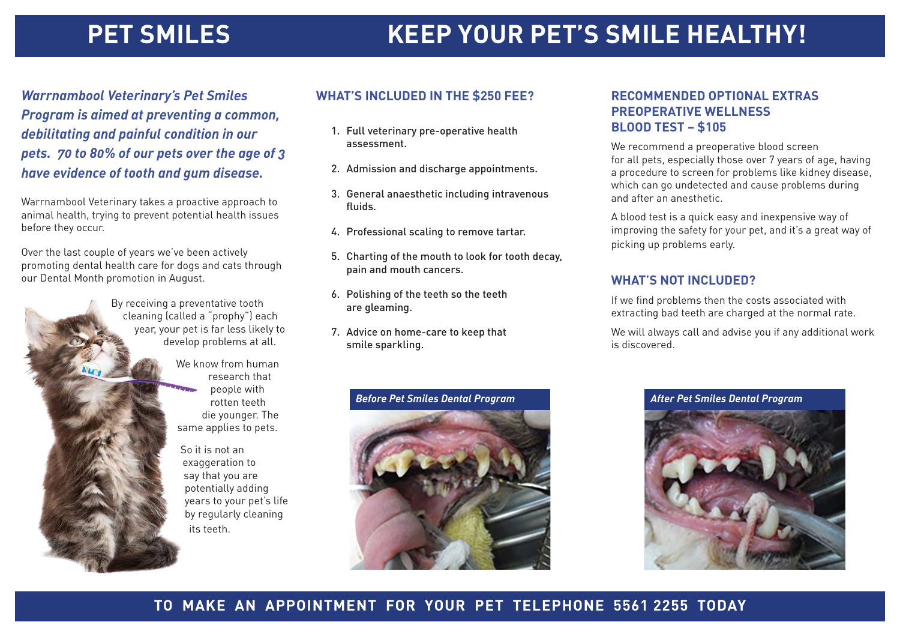# PET SMILES

# KEEP YOUR PET'S SMILE HEALTHY!

***Warrnambool Veterinary's Pet Smiles Program is aimed at preventing a common, debilitating and painful condition in our pets. 70 to 80% of our pets over the age of 3 have evidence of tooth and gum disease.***

Warrnambool Veterinary takes a proactive approach to animal health, trying to prevent potential health issues before they occur.

Over the last couple of years we've been actively promoting dental health care for dogs and cats through our Dental Month promotion in August.

By receiving a preventative tooth cleaning (called a "prophy") each year, your pet is far less likely to develop problems at all.

We know from human research that people with rotten teeth die younger. The same applies to pets.

So it is not an exaggeration to say that you are potentially adding years to your pet's life by regularly cleaning its teeth.

## WHAT'S INCLUDED IN THE $250 FEE?

1. Full veterinary pre-operative health assessment.
2. Admission and discharge appointments.
3. General anaesthetic including intravenous fluids.
4. Professional scaling to remove tartar.
5. Charting of the mouth to look for tooth decay, pain and mouth cancers.
6. Polishing of the teeth so the teeth are gleaming.
7. Advice on home-care to keep that smile sparkling.

*Before Pet Smiles Dental Program*

## RECOMMENDED OPTIONAL EXTRAS PREOPERATIVE WELLNESS BLOOD TEST – $105

We recommend a preoperative blood screen for all pets, especially those over 7 years of age, having a procedure to screen for problems like kidney disease, which can go undetected and cause problems during and after an anesthetic.

A blood test is a quick easy and inexpensive way of improving the safety for your pet, and it's a great way of picking up problems early.

## WHAT'S NOT INCLUDED?

If we find problems then the costs associated with extracting bad teeth are charged at the normal rate.

We will always call and advise you if any additional work is discovered.

*After Pet Smiles Dental Program*

**TO MAKE AN APPOINTMENT FOR YOUR PET TELEPHONE 5561 2255 TODAY**